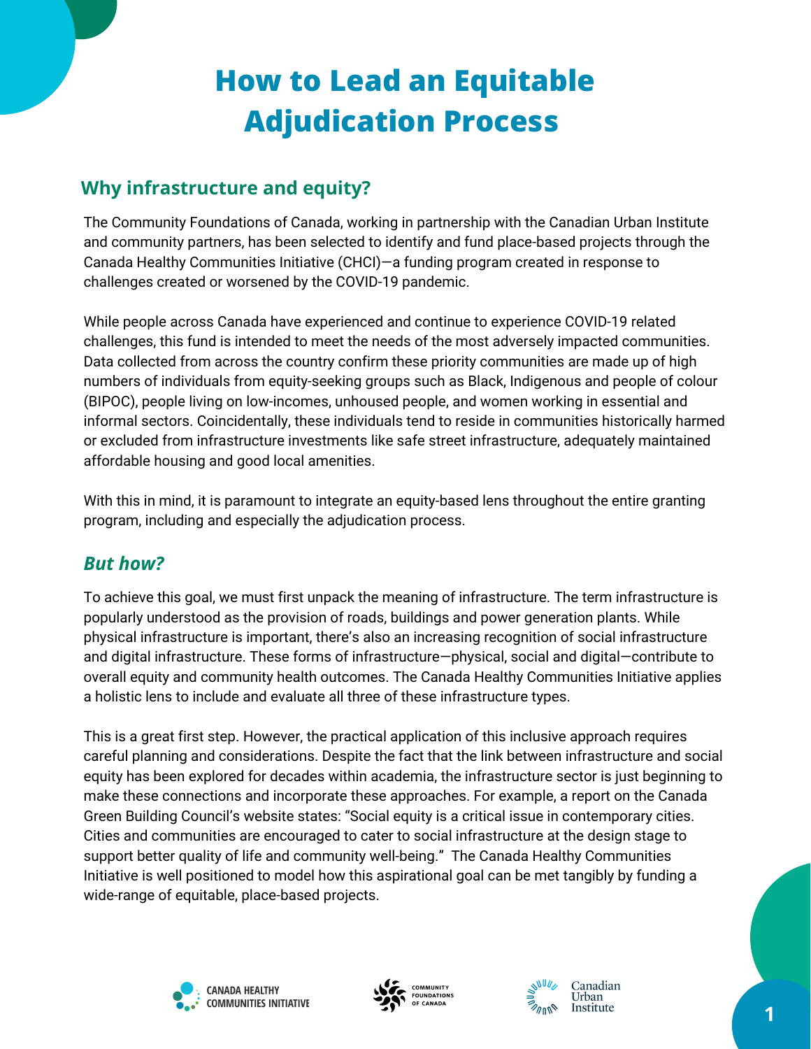# How to Lead an Equitable Adjudication Process

## Why infrastructure and equity?

The Community Foundations of Canada, working in partnership with the Canadian Urban Institute and community partners, has been selected to identify and fund place-based projects through the Canada Healthy Communities Initiative (CHCI)—a funding program created in response to challenges created or worsened by the COVID-19 pandemic.

While people across Canada have experienced and continue to experience COVID-19 related challenges, this fund is intended to meet the needs of the most adversely impacted communities. Data collected from across the country confirm these priority communities are made up of high numbers of individuals from equity-seeking groups such as Black, Indigenous and people of colour (BIPOC), people living on low-incomes, unhoused people, and women working in essential and informal sectors. Coincidentally, these individuals tend to reside in communities historically harmed or excluded from infrastructure investments like safe street infrastructure, adequately maintained affordable housing and good local amenities.

With this in mind, it is paramount to integrate an equity-based lens throughout the entire granting program, including and especially the adjudication process.

### *But how?*

To achieve this goal, we must first unpack the meaning of infrastructure. The term infrastructure is popularly understood as the provision of roads, buildings and power generation plants. While physical infrastructure is important, there's also an increasing recognition of social infrastructure and digital infrastructure. These forms of infrastructure—physical, social and digital—contribute to overall equity and community health outcomes. The Canada Healthy Communities Initiative applies a holistic lens to include and evaluate all three of these infrastructure types.

This is a great first step. However, the practical application of this inclusive approach requires careful planning and considerations. Despite the fact that the link between infrastructure and social equity has been explored for decades within academia, the infrastructure sector is just beginning to make these connections and incorporate these approaches. For example, a report on the Canada Green Building Council's website states: "Social equity is a critical issue in contemporary cities. Cities and communities are encouraged to cater to social infrastructure at the design stage to support better quality of life and community well-being." The Canada Healthy Communities Initiative is well positioned to model how this aspirational goal can be met tangibly by funding a wide-range of equitable, place-based projects.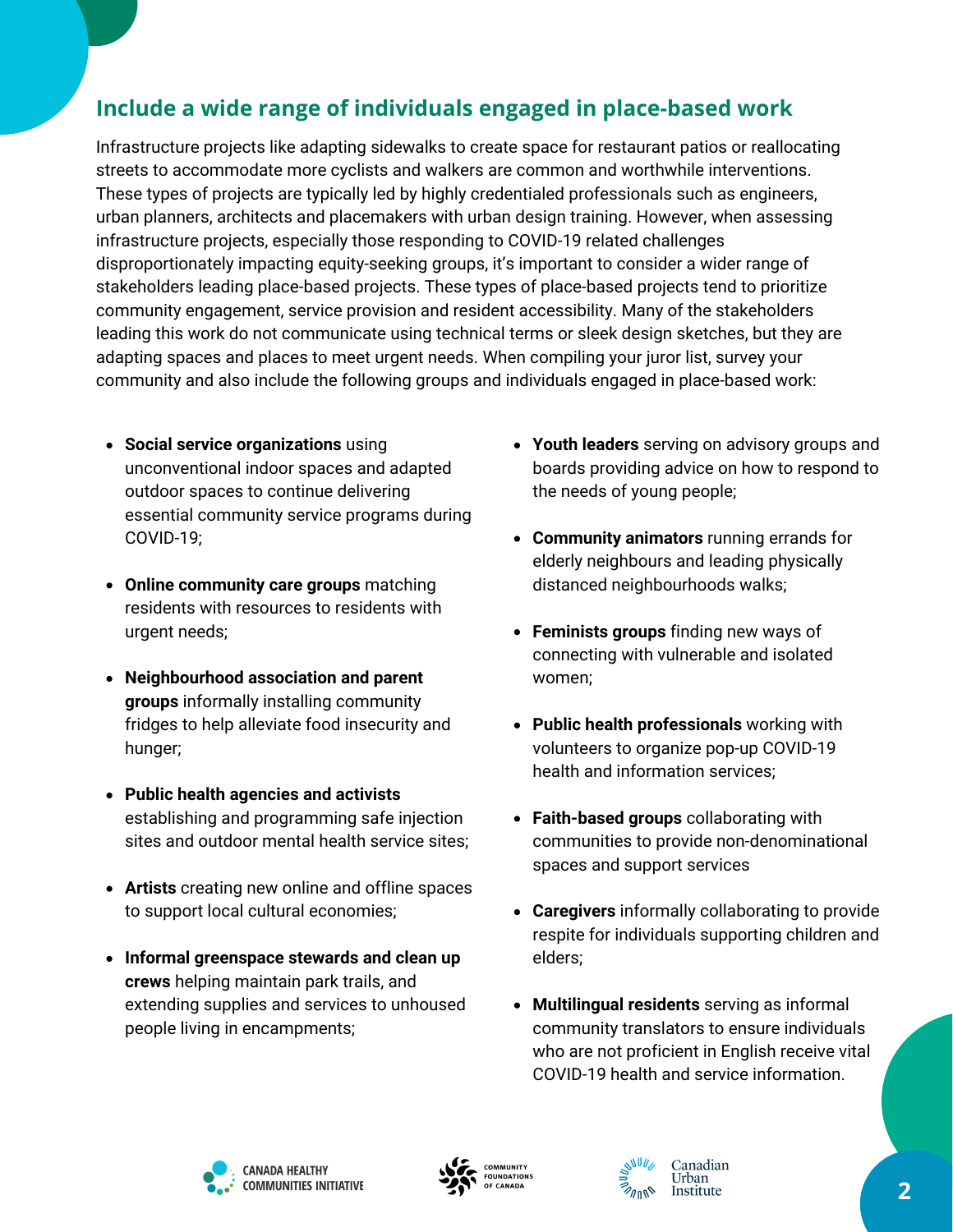## Include a wide range of individuals engaged in place-based work

Infrastructure projects like adapting sidewalks to create space for restaurant patios or reallocating streets to accommodate more cyclists and walkers are common and worthwhile interventions. These types of projects are typically led by highly credentialed professionals such as engineers, urban planners, architects and placemakers with urban design training. However, when assessing infrastructure projects, especially those responding to COVID-19 related challenges disproportionately impacting equity-seeking groups, it's important to consider a wider range of stakeholders leading place-based projects. These types of place-based projects tend to prioritize community engagement, service provision and resident accessibility. Many of the stakeholders leading this work do not communicate using technical terms or sleek design sketches, but they are adapting spaces and places to meet urgent needs. When compiling your juror list, survey your community and also include the following groups and individuals engaged in place-based work:

- **Social service organizations** using unconventional indoor spaces and adapted outdoor spaces to continue delivering essential community service programs during COVID-19;
- **Online community care groups** matching residents with resources to residents with urgent needs;
- **Neighbourhood association and parent groups** informally installing community fridges to help alleviate food insecurity and hunger;
- **Public health agencies and activists** establishing and programming safe injection sites and outdoor mental health service sites;
- **Artists** creating new online and offline spaces to support local cultural economies;
- **Informal greenspace stewards and clean up crews** helping maintain park trails, and extending supplies and services to unhoused people living in encampments;
- **Youth leaders** serving on advisory groups and boards providing advice on how to respond to the needs of young people;
- **Community animators** running errands for elderly neighbours and leading physically distanced neighbourhoods walks;
- **Feminists groups** finding new ways of connecting with vulnerable and isolated women;
- **Public health professionals** working with volunteers to organize pop-up COVID-19 health and information services;
- **Faith-based groups** collaborating with communities to provide non-denominational spaces and support services
- **Caregivers** informally collaborating to provide respite for individuals supporting children and elders;
- **Multilingual residents** serving as informal community translators to ensure individuals who are not proficient in English receive vital COVID-19 health and service information.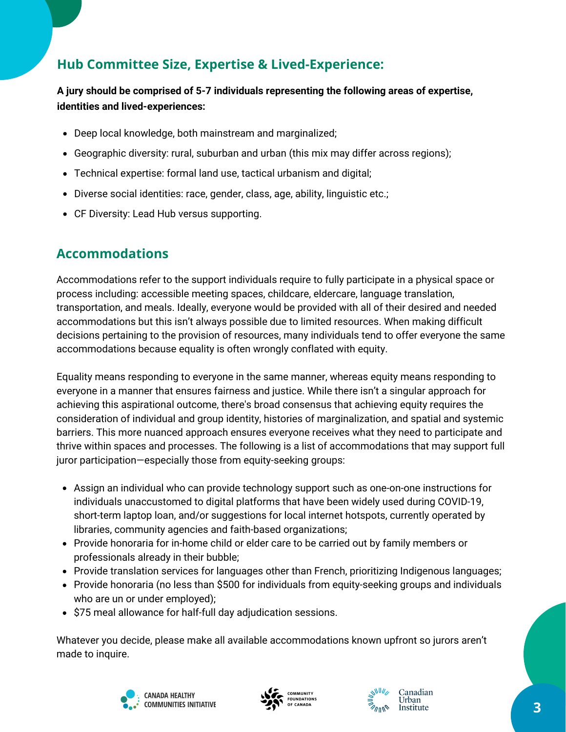## Hub Committee Size, Expertise & Lived-Experience:

**A jury should be comprised of 5-7 individuals representing the following areas of expertise, identities and lived-experiences:**

- Deep local knowledge, both mainstream and marginalized;
- Geographic diversity: rural, suburban and urban (this mix may differ across regions);
- Technical expertise: formal land use, tactical urbanism and digital;
- Diverse social identities: race, gender, class, age, ability, linguistic etc.;
- CF Diversity: Lead Hub versus supporting.

## Accommodations

Accommodations refer to the support individuals require to fully participate in a physical space or process including: accessible meeting spaces, childcare, eldercare, language translation, transportation, and meals. Ideally, everyone would be provided with all of their desired and needed accommodations but this isn't always possible due to limited resources. When making difficult decisions pertaining to the provision of resources, many individuals tend to offer everyone the same accommodations because equality is often wrongly conflated with equity.

Equality means responding to everyone in the same manner, whereas equity means responding to everyone in a manner that ensures fairness and justice. While there isn't a singular approach for achieving this aspirational outcome, there's broad consensus that achieving equity requires the consideration of individual and group identity, histories of marginalization, and spatial and systemic barriers. This more nuanced approach ensures everyone receives what they need to participate and thrive within spaces and processes. The following is a list of accommodations that may support full juror participation—especially those from equity-seeking groups:

- Assign an individual who can provide technology support such as one-on-one instructions for individuals unaccustomed to digital platforms that have been widely used during COVID-19, short-term laptop loan, and/or suggestions for local internet hotspots, currently operated by libraries, community agencies and faith-based organizations;
- Provide honoraria for in-home child or elder care to be carried out by family members or professionals already in their bubble;
- Provide translation services for languages other than French, prioritizing Indigenous languages;
- Provide honoraria (no less than $500 for individuals from equity-seeking groups and individuals who are un or under employed);
- $75 meal allowance for half-full day adjudication sessions.

Whatever you decide, please make all available accommodations known upfront so jurors aren't made to inquire.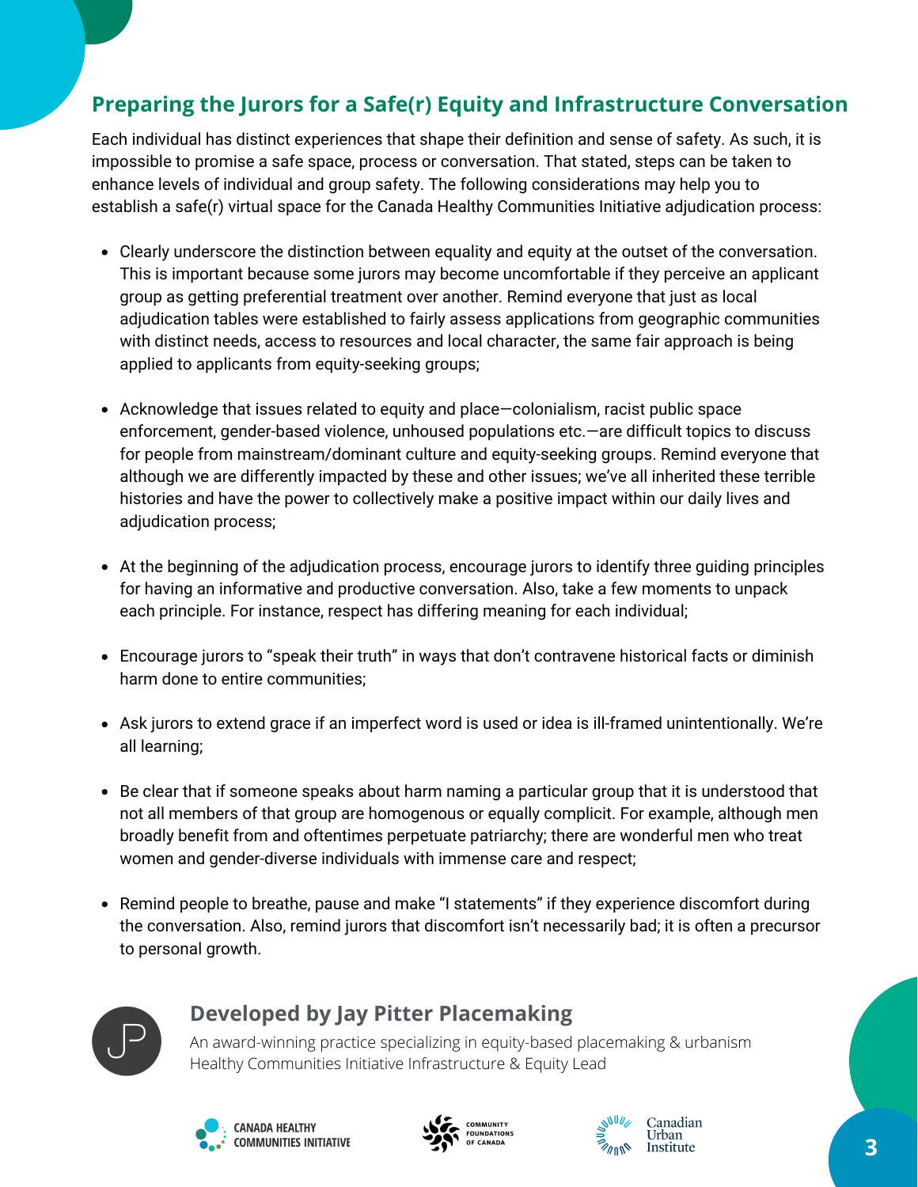## Preparing the Jurors for a Safe(r) Equity and Infrastructure Conversation

Each individual has distinct experiences that shape their definition and sense of safety. As such, it is impossible to promise a safe space, process or conversation. That stated, steps can be taken to enhance levels of individual and group safety. The following considerations may help you to establish a safe(r) virtual space for the Canada Healthy Communities Initiative adjudication process:

- Clearly underscore the distinction between equality and equity at the outset of the conversation. This is important because some jurors may become uncomfortable if they perceive an applicant group as getting preferential treatment over another. Remind everyone that just as local adjudication tables were established to fairly assess applications from geographic communities with distinct needs, access to resources and local character, the same fair approach is being applied to applicants from equity-seeking groups;

- Acknowledge that issues related to equity and place—colonialism, racist public space enforcement, gender-based violence, unhoused populations etc.—are difficult topics to discuss for people from mainstream/dominant culture and equity-seeking groups. Remind everyone that although we are differently impacted by these and other issues; we've all inherited these terrible histories and have the power to collectively make a positive impact within our daily lives and adjudication process;

- At the beginning of the adjudication process, encourage jurors to identify three guiding principles for having an informative and productive conversation. Also, take a few moments to unpack each principle. For instance, respect has differing meaning for each individual;

- Encourage jurors to "speak their truth" in ways that don't contravene historical facts or diminish harm done to entire communities;

- Ask jurors to extend grace if an imperfect word is used or idea is ill-framed unintentionally. We're all learning;

- Be clear that if someone speaks about harm naming a particular group that it is understood that not all members of that group are homogenous or equally complicit. For example, although men broadly benefit from and oftentimes perpetuate patriarchy; there are wonderful men who treat women and gender-diverse individuals with immense care and respect;

- Remind people to breathe, pause and make "I statements" if they experience discomfort during the conversation. Also, remind jurors that discomfort isn't necessarily bad; it is often a precursor to personal growth.

### Developed by Jay Pitter Placemaking

An award-winning practice specializing in equity-based placemaking & urbanism
Healthy Communities Initiative Infrastructure & Equity Lead

CANADA HEALTHY COMMUNITIES INITIATIVE | COMMUNITY FOUNDATIONS OF CANADA | Canadian Urban Institute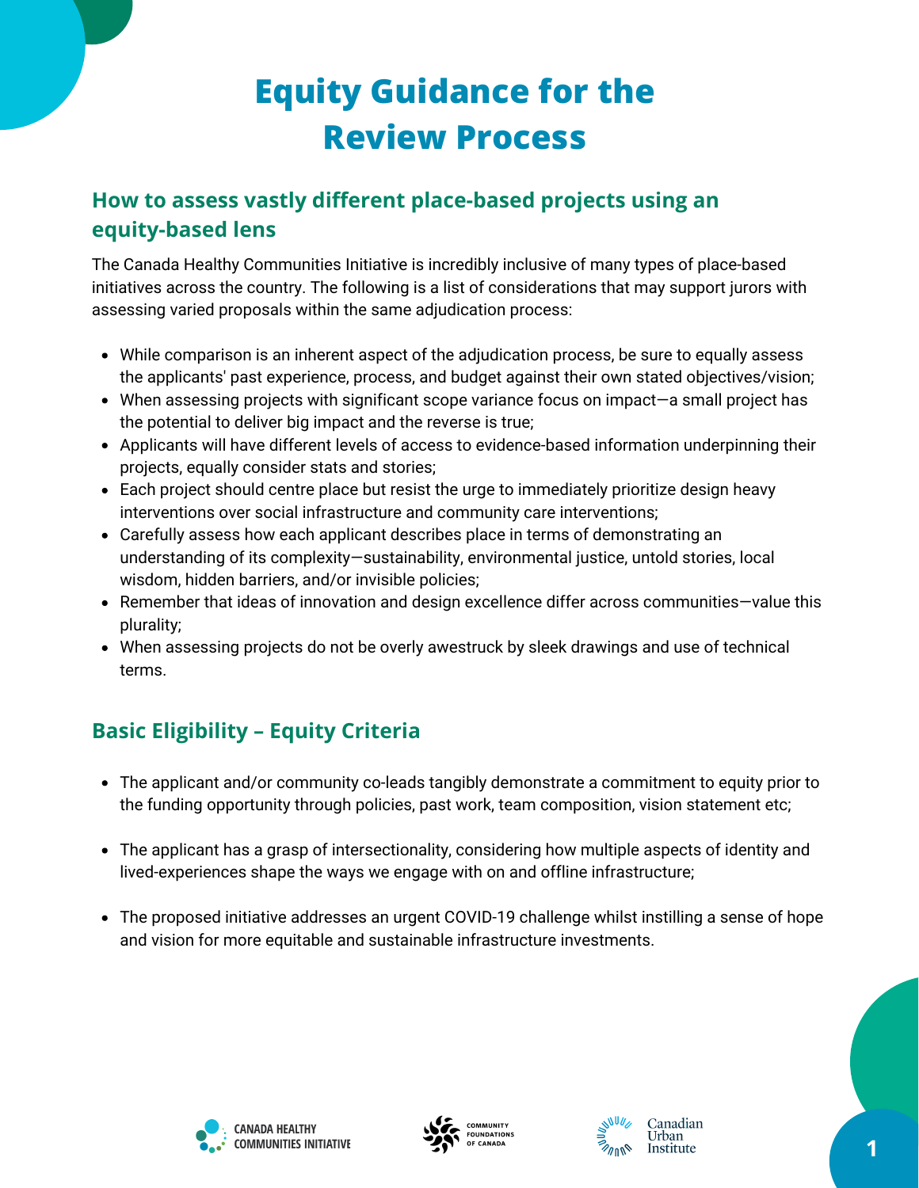# Equity Guidance for the Review Process

## How to assess vastly different place-based projects using an equity-based lens

The Canada Healthy Communities Initiative is incredibly inclusive of many types of place-based initiatives across the country. The following is a list of considerations that may support jurors with assessing varied proposals within the same adjudication process:

- While comparison is an inherent aspect of the adjudication process, be sure to equally assess the applicants' past experience, process, and budget against their own stated objectives/vision;
- When assessing projects with significant scope variance focus on impact—a small project has the potential to deliver big impact and the reverse is true;
- Applicants will have different levels of access to evidence-based information underpinning their projects, equally consider stats and stories;
- Each project should centre place but resist the urge to immediately prioritize design heavy interventions over social infrastructure and community care interventions;
- Carefully assess how each applicant describes place in terms of demonstrating an understanding of its complexity—sustainability, environmental justice, untold stories, local wisdom, hidden barriers, and/or invisible policies;
- Remember that ideas of innovation and design excellence differ across communities—value this plurality;
- When assessing projects do not be overly awestruck by sleek drawings and use of technical terms.

## Basic Eligibility – Equity Criteria

- The applicant and/or community co-leads tangibly demonstrate a commitment to equity prior to the funding opportunity through policies, past work, team composition, vision statement etc;
- The applicant has a grasp of intersectionality, considering how multiple aspects of identity and lived-experiences shape the ways we engage with on and offline infrastructure;
- The proposed initiative addresses an urgent COVID-19 challenge whilst instilling a sense of hope and vision for more equitable and sustainable infrastructure investments.

CANADA HEALTHY COMMUNITIES INITIATIVE

COMMUNITY FOUNDATIONS OF CANADA

Canadian Urban Institute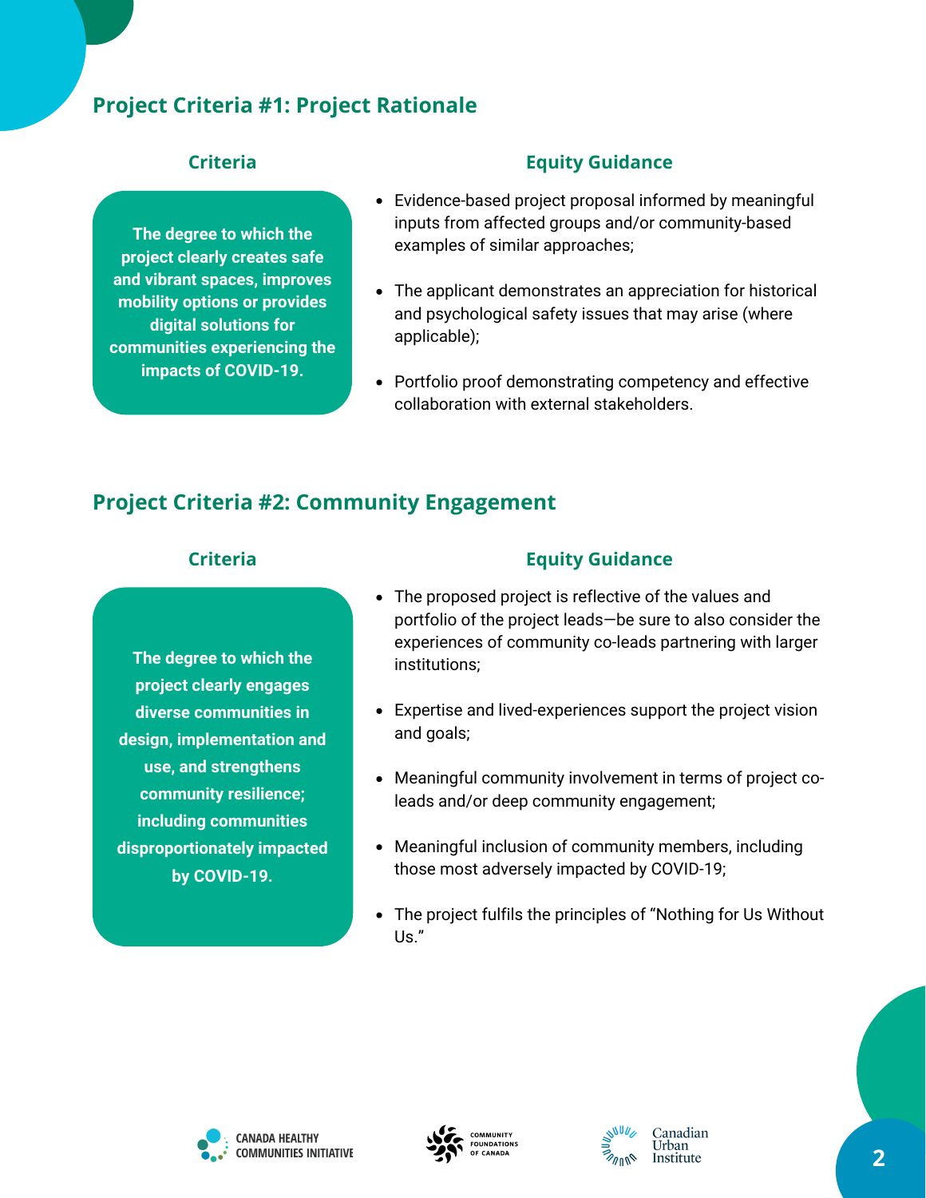## Project Criteria #1: Project Rationale

### Criteria

**The degree to which the project clearly creates safe and vibrant spaces, improves mobility options or provides digital solutions for communities experiencing the impacts of COVID-19.**

### Equity Guidance

- Evidence-based project proposal informed by meaningful inputs from affected groups and/or community-based examples of similar approaches;
- The applicant demonstrates an appreciation for historical and psychological safety issues that may arise (where applicable);
- Portfolio proof demonstrating competency and effective collaboration with external stakeholders.

## Project Criteria #2: Community Engagement

### Criteria

**The degree to which the project clearly engages diverse communities in design, implementation and use, and strengthens community resilience; including communities disproportionately impacted by COVID-19.**

### Equity Guidance

- The proposed project is reflective of the values and portfolio of the project leads—be sure to also consider the experiences of community co-leads partnering with larger institutions;
- Expertise and lived-experiences support the project vision and goals;
- Meaningful community involvement in terms of project co-leads and/or deep community engagement;
- Meaningful inclusion of community members, including those most adversely impacted by COVID-19;
- The project fulfils the principles of "Nothing for Us Without Us."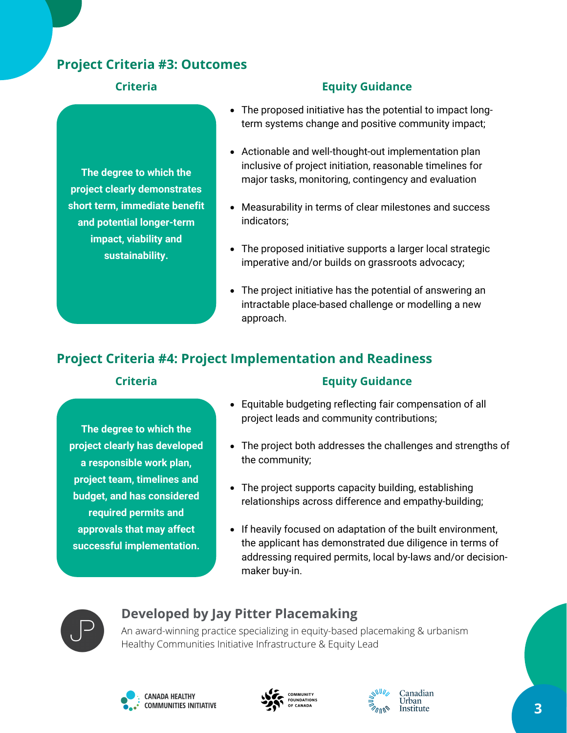## Project Criteria #3: Outcomes

### Criteria

**The degree to which the project clearly demonstrates short term, immediate benefit and potential longer-term impact, viability and sustainability.**

### Equity Guidance

- The proposed initiative has the potential to impact long-term systems change and positive community impact;
- Actionable and well-thought-out implementation plan inclusive of project initiation, reasonable timelines for major tasks, monitoring, contingency and evaluation
- Measurability in terms of clear milestones and success indicators;
- The proposed initiative supports a larger local strategic imperative and/or builds on grassroots advocacy;
- The project initiative has the potential of answering an intractable place-based challenge or modelling a new approach.

## Project Criteria #4: Project Implementation and Readiness

### Criteria

**The degree to which the project clearly has developed a responsible work plan, project team, timelines and budget, and has considered required permits and approvals that may affect successful implementation.**

### Equity Guidance

- Equitable budgeting reflecting fair compensation of all project leads and community contributions;
- The project both addresses the challenges and strengths of the community;
- The project supports capacity building, establishing relationships across difference and empathy-building;
- If heavily focused on adaptation of the built environment, the applicant has demonstrated due diligence in terms of addressing required permits, local by-laws and/or decision-maker buy-in.

### Developed by Jay Pitter Placemaking

An award-winning practice specializing in equity-based placemaking & urbanism
Healthy Communities Initiative Infrastructure & Equity Lead

CANADA HEALTHY COMMUNITIES INITIATIVE | COMMUNITY FOUNDATIONS OF CANADA | Canadian Urban Institute